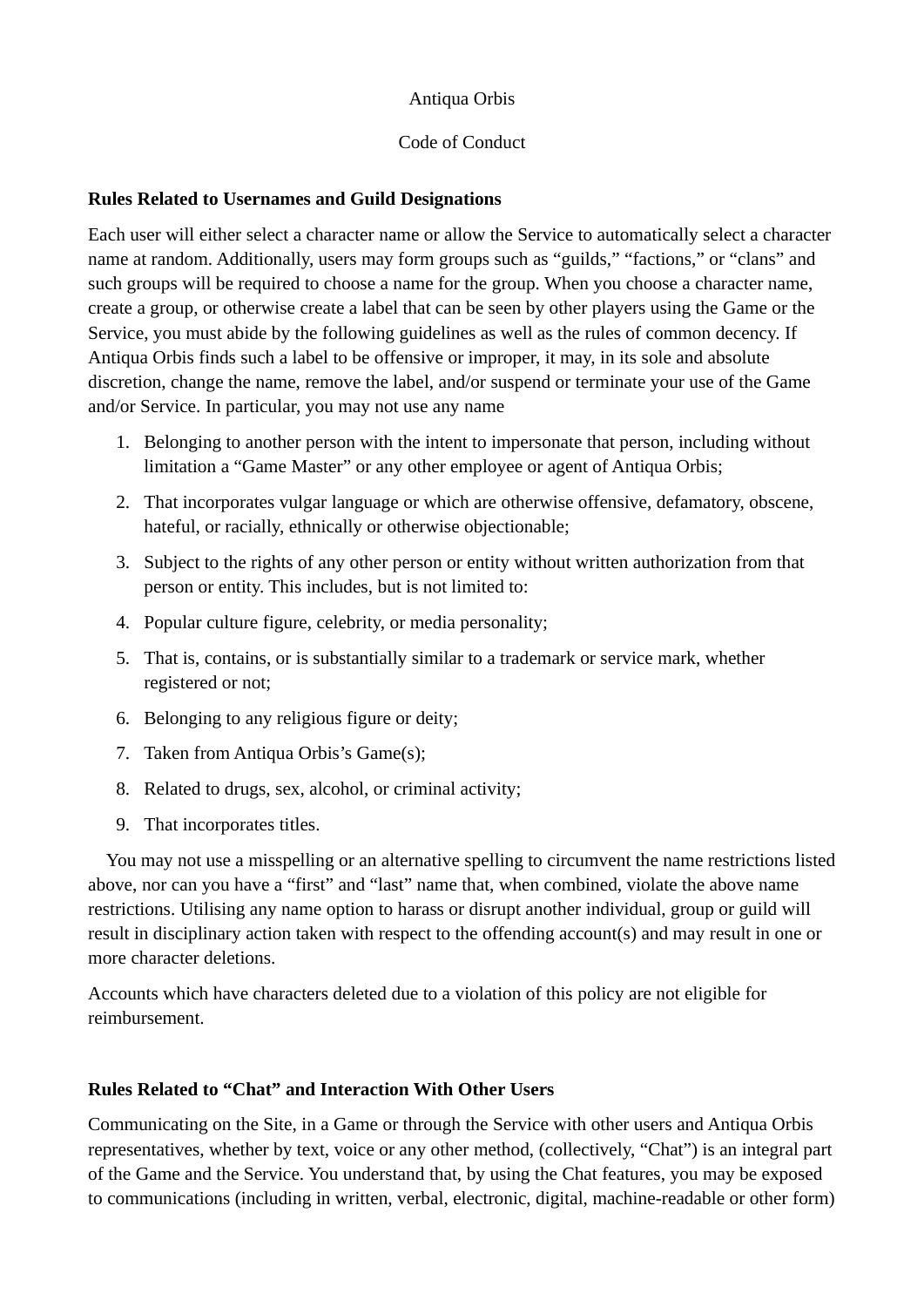Antiqua Orbis

Code of Conduct

**Rules Related to Usernames and Guild Designations**

Each user will either select a character name or allow the Service to automatically select a character name at random. Additionally, users may form groups such as "guilds," "factions," or "clans" and such groups will be required to choose a name for the group. When you choose a character name, create a group, or otherwise create a label that can be seen by other players using the Game or the Service, you must abide by the following guidelines as well as the rules of common decency. If Antiqua Orbis finds such a label to be offensive or improper, it may, in its sole and absolute discretion, change the name, remove the label, and/or suspend or terminate your use of the Game and/or Service. In particular, you may not use any name

1. Belonging to another person with the intent to impersonate that person, including without limitation a "Game Master" or any other employee or agent of Antiqua Orbis;
2. That incorporates vulgar language or which are otherwise offensive, defamatory, obscene, hateful, or racially, ethnically or otherwise objectionable;
3. Subject to the rights of any other person or entity without written authorization from that person or entity. This includes, but is not limited to:
4. Popular culture figure, celebrity, or media personality;
5. That is, contains, or is substantially similar to a trademark or service mark, whether registered or not;
6. Belonging to any religious figure or deity;
7. Taken from Antiqua Orbis's Game(s);
8. Related to drugs, sex, alcohol, or criminal activity;
9. That incorporates titles.

You may not use a misspelling or an alternative spelling to circumvent the name restrictions listed above, nor can you have a "first" and "last" name that, when combined, violate the above name restrictions. Utilising any name option to harass or disrupt another individual, group or guild will result in disciplinary action taken with respect to the offending account(s) and may result in one or more character deletions.

Accounts which have characters deleted due to a violation of this policy are not eligible for reimbursement.

**Rules Related to "Chat" and Interaction With Other Users**

Communicating on the Site, in a Game or through the Service with other users and Antiqua Orbis representatives, whether by text, voice or any other method, (collectively, "Chat") is an integral part of the Game and the Service. You understand that, by using the Chat features, you may be exposed to communications (including in written, verbal, electronic, digital, machine-readable or other form)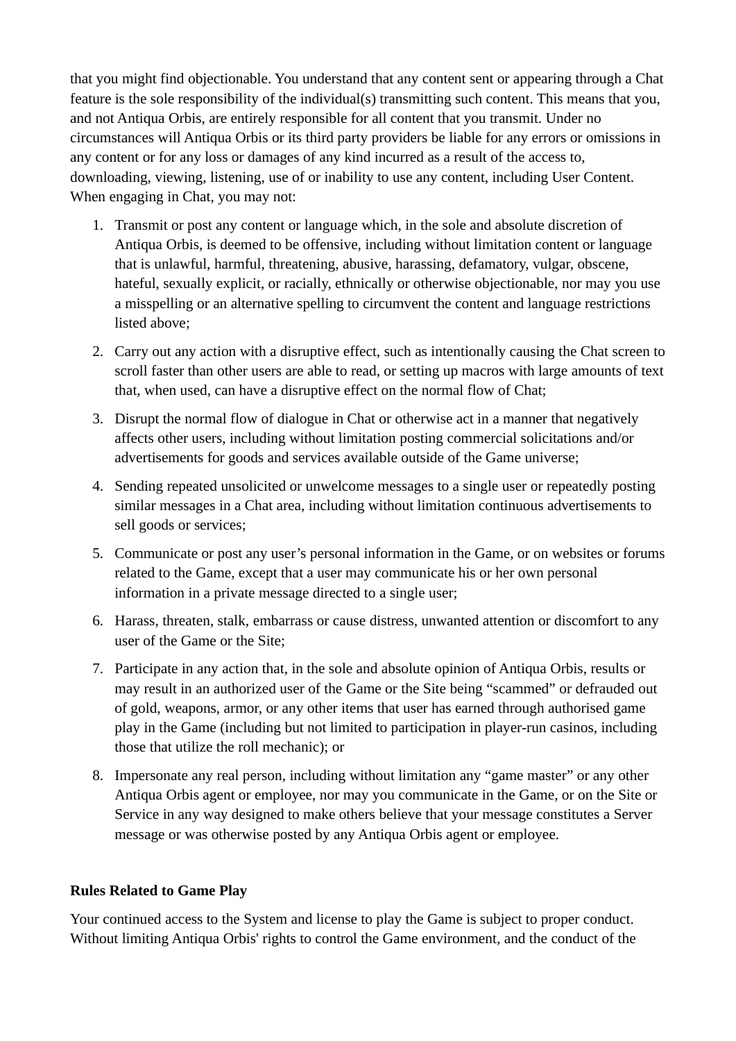that you might find objectionable. You understand that any content sent or appearing through a Chat feature is the sole responsibility of the individual(s) transmitting such content. This means that you, and not Antiqua Orbis, are entirely responsible for all content that you transmit. Under no circumstances will Antiqua Orbis or its third party providers be liable for any errors or omissions in any content or for any loss or damages of any kind incurred as a result of the access to, downloading, viewing, listening, use of or inability to use any content, including User Content. When engaging in Chat, you may not:

1. Transmit or post any content or language which, in the sole and absolute discretion of Antiqua Orbis, is deemed to be offensive, including without limitation content or language that is unlawful, harmful, threatening, abusive, harassing, defamatory, vulgar, obscene, hateful, sexually explicit, or racially, ethnically or otherwise objectionable, nor may you use a misspelling or an alternative spelling to circumvent the content and language restrictions listed above;
2. Carry out any action with a disruptive effect, such as intentionally causing the Chat screen to scroll faster than other users are able to read, or setting up macros with large amounts of text that, when used, can have a disruptive effect on the normal flow of Chat;
3. Disrupt the normal flow of dialogue in Chat or otherwise act in a manner that negatively affects other users, including without limitation posting commercial solicitations and/or advertisements for goods and services available outside of the Game universe;
4. Sending repeated unsolicited or unwelcome messages to a single user or repeatedly posting similar messages in a Chat area, including without limitation continuous advertisements to sell goods or services;
5. Communicate or post any user's personal information in the Game, or on websites or forums related to the Game, except that a user may communicate his or her own personal information in a private message directed to a single user;
6. Harass, threaten, stalk, embarrass or cause distress, unwanted attention or discomfort to any user of the Game or the Site;
7. Participate in any action that, in the sole and absolute opinion of Antiqua Orbis, results or may result in an authorized user of the Game or the Site being "scammed" or defrauded out of gold, weapons, armor, or any other items that user has earned through authorised game play in the Game (including but not limited to participation in player-run casinos, including those that utilize the roll mechanic); or
8. Impersonate any real person, including without limitation any "game master" or any other Antiqua Orbis agent or employee, nor may you communicate in the Game, or on the Site or Service in any way designed to make others believe that your message constitutes a Server message or was otherwise posted by any Antiqua Orbis agent or employee.

**Rules Related to Game Play**

Your continued access to the System and license to play the Game is subject to proper conduct. Without limiting Antiqua Orbis' rights to control the Game environment, and the conduct of the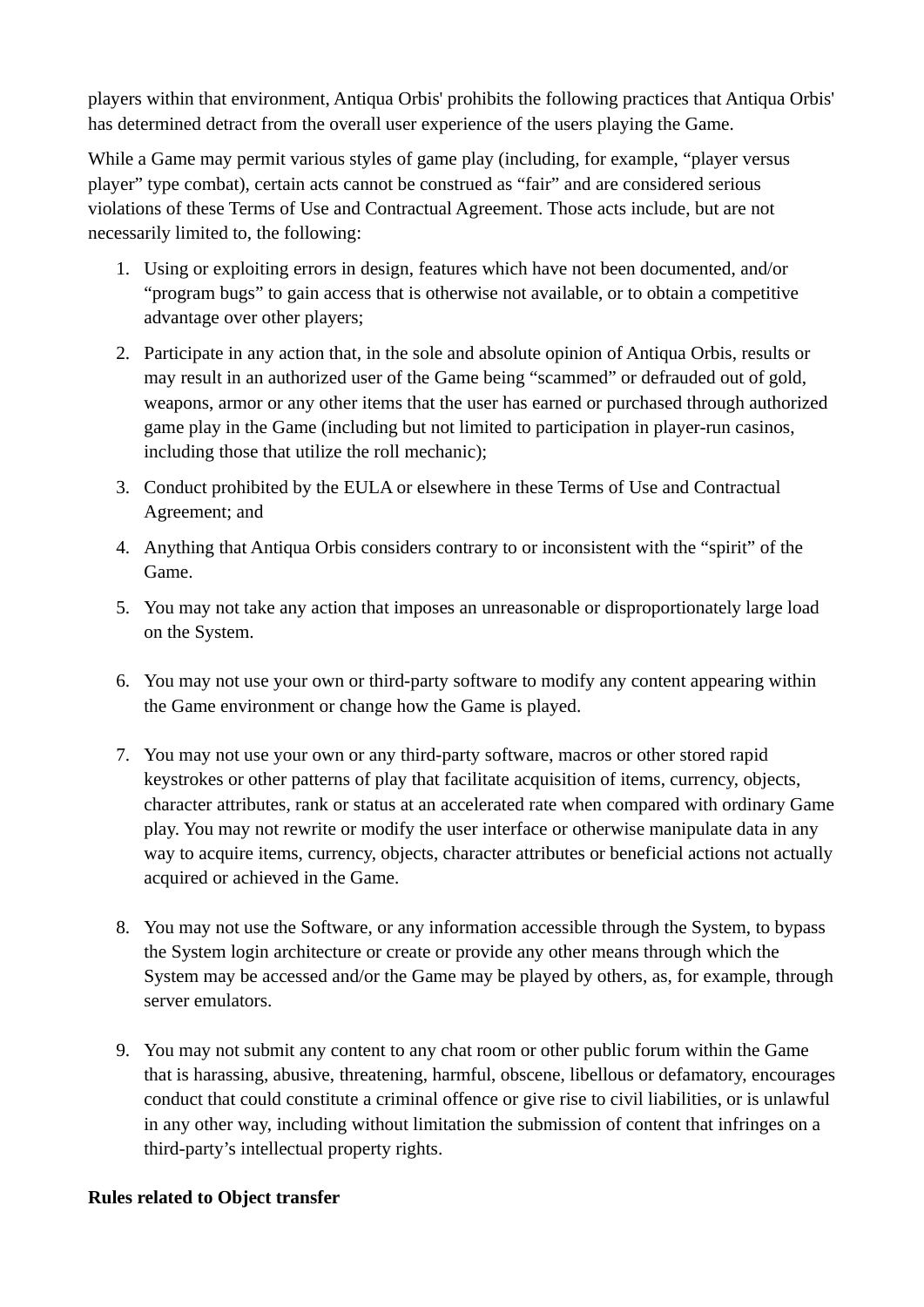players within that environment, Antiqua Orbis' prohibits the following practices that Antiqua Orbis' has determined detract from the overall user experience of the users playing the Game.

While a Game may permit various styles of game play (including, for example, “player versus player” type combat), certain acts cannot be construed as “fair” and are considered serious violations of these Terms of Use and Contractual Agreement. Those acts include, but are not necessarily limited to, the following:

1. Using or exploiting errors in design, features which have not been documented, and/or “program bugs” to gain access that is otherwise not available, or to obtain a competitive advantage over other players;
2. Participate in any action that, in the sole and absolute opinion of Antiqua Orbis, results or may result in an authorized user of the Game being “scammed” or defrauded out of gold, weapons, armor or any other items that the user has earned or purchased through authorized game play in the Game (including but not limited to participation in player-run casinos, including those that utilize the roll mechanic);
3. Conduct prohibited by the EULA or elsewhere in these Terms of Use and Contractual Agreement; and
4. Anything that Antiqua Orbis considers contrary to or inconsistent with the “spirit” of the Game.
5. You may not take any action that imposes an unreasonable or disproportionately large load on the System.
6. You may not use your own or third-party software to modify any content appearing within the Game environment or change how the Game is played.
7. You may not use your own or any third-party software, macros or other stored rapid keystrokes or other patterns of play that facilitate acquisition of items, currency, objects, character attributes, rank or status at an accelerated rate when compared with ordinary Game play. You may not rewrite or modify the user interface or otherwise manipulate data in any way to acquire items, currency, objects, character attributes or beneficial actions not actually acquired or achieved in the Game.
8. You may not use the Software, or any information accessible through the System, to bypass the System login architecture or create or provide any other means through which the System may be accessed and/or the Game may be played by others, as, for example, through server emulators.
9. You may not submit any content to any chat room or other public forum within the Game that is harassing, abusive, threatening, harmful, obscene, libellous or defamatory, encourages conduct that could constitute a criminal offence or give rise to civil liabilities, or is unlawful in any other way, including without limitation the submission of content that infringes on a third-party’s intellectual property rights.

**Rules related to Object transfer**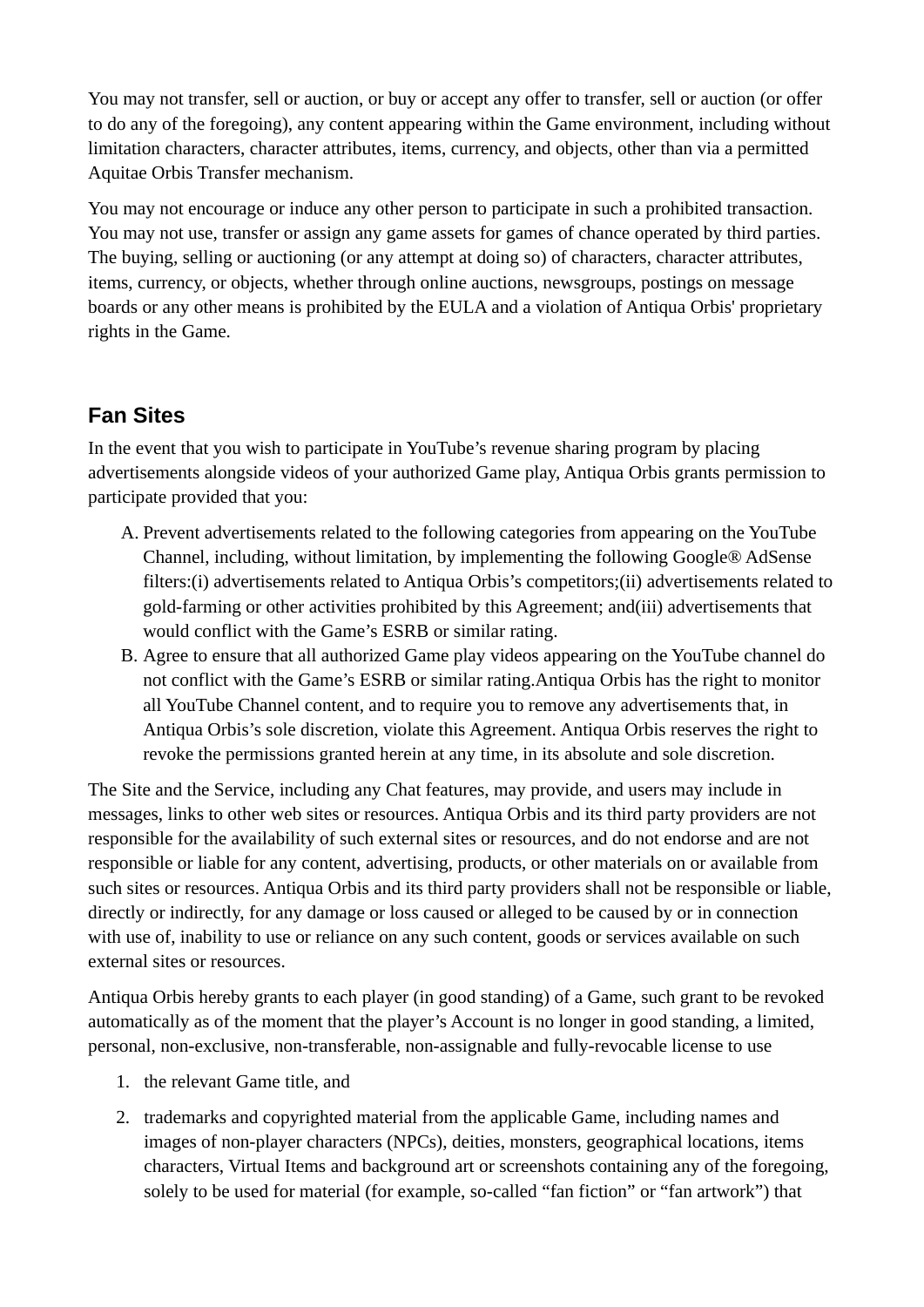You may not transfer, sell or auction, or buy or accept any offer to transfer, sell or auction (or offer to do any of the foregoing), any content appearing within the Game environment, including without limitation characters, character attributes, items, currency, and objects, other than via a permitted Aquitae Orbis Transfer mechanism.

You may not encourage or induce any other person to participate in such a prohibited transaction. You may not use, transfer or assign any game assets for games of chance operated by third parties. The buying, selling or auctioning (or any attempt at doing so) of characters, character attributes, items, currency, or objects, whether through online auctions, newsgroups, postings on message boards or any other means is prohibited by the EULA and a violation of Antiqua Orbis' proprietary rights in the Game.

## Fan Sites

In the event that you wish to participate in YouTube's revenue sharing program by placing advertisements alongside videos of your authorized Game play, Antiqua Orbis grants permission to participate provided that you:

A. Prevent advertisements related to the following categories from appearing on the YouTube Channel, including, without limitation, by implementing the following Google® AdSense filters:(i) advertisements related to Antiqua Orbis's competitors;(ii) advertisements related to gold-farming or other activities prohibited by this Agreement; and(iii) advertisements that would conflict with the Game's ESRB or similar rating.
B. Agree to ensure that all authorized Game play videos appearing on the YouTube channel do not conflict with the Game's ESRB or similar rating.Antiqua Orbis has the right to monitor all YouTube Channel content, and to require you to remove any advertisements that, in Antiqua Orbis's sole discretion, violate this Agreement. Antiqua Orbis reserves the right to revoke the permissions granted herein at any time, in its absolute and sole discretion.

The Site and the Service, including any Chat features, may provide, and users may include in messages, links to other web sites or resources. Antiqua Orbis and its third party providers are not responsible for the availability of such external sites or resources, and do not endorse and are not responsible or liable for any content, advertising, products, or other materials on or available from such sites or resources. Antiqua Orbis and its third party providers shall not be responsible or liable, directly or indirectly, for any damage or loss caused or alleged to be caused by or in connection with use of, inability to use or reliance on any such content, goods or services available on such external sites or resources.

Antiqua Orbis hereby grants to each player (in good standing) of a Game, such grant to be revoked automatically as of the moment that the player's Account is no longer in good standing, a limited, personal, non-exclusive, non-transferable, non-assignable and fully-revocable license to use

1. the relevant Game title, and
2. trademarks and copyrighted material from the applicable Game, including names and images of non-player characters (NPCs), deities, monsters, geographical locations, items characters, Virtual Items and background art or screenshots containing any of the foregoing, solely to be used for material (for example, so-called "fan fiction" or "fan artwork") that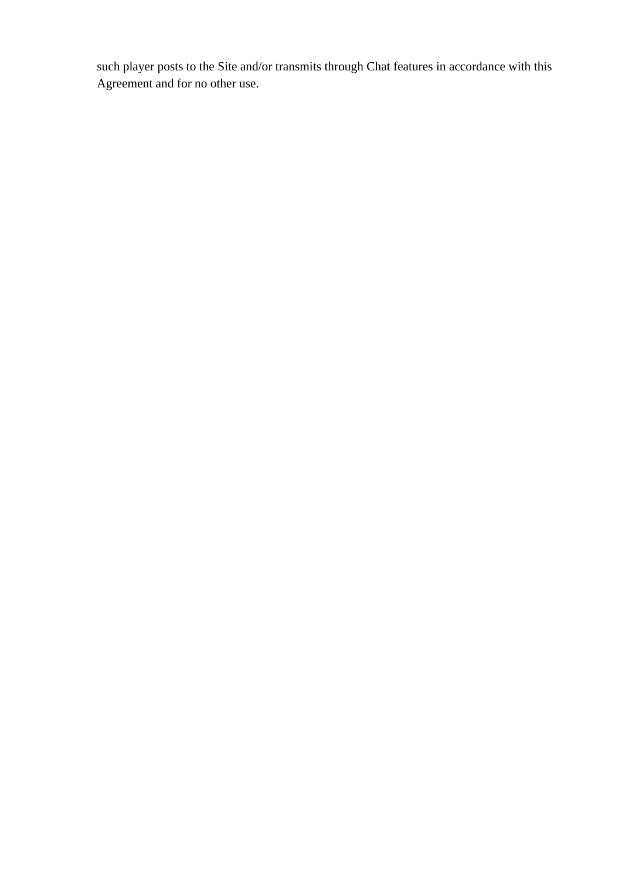such player posts to the Site and/or transmits through Chat features in accordance with this Agreement and for no other use.